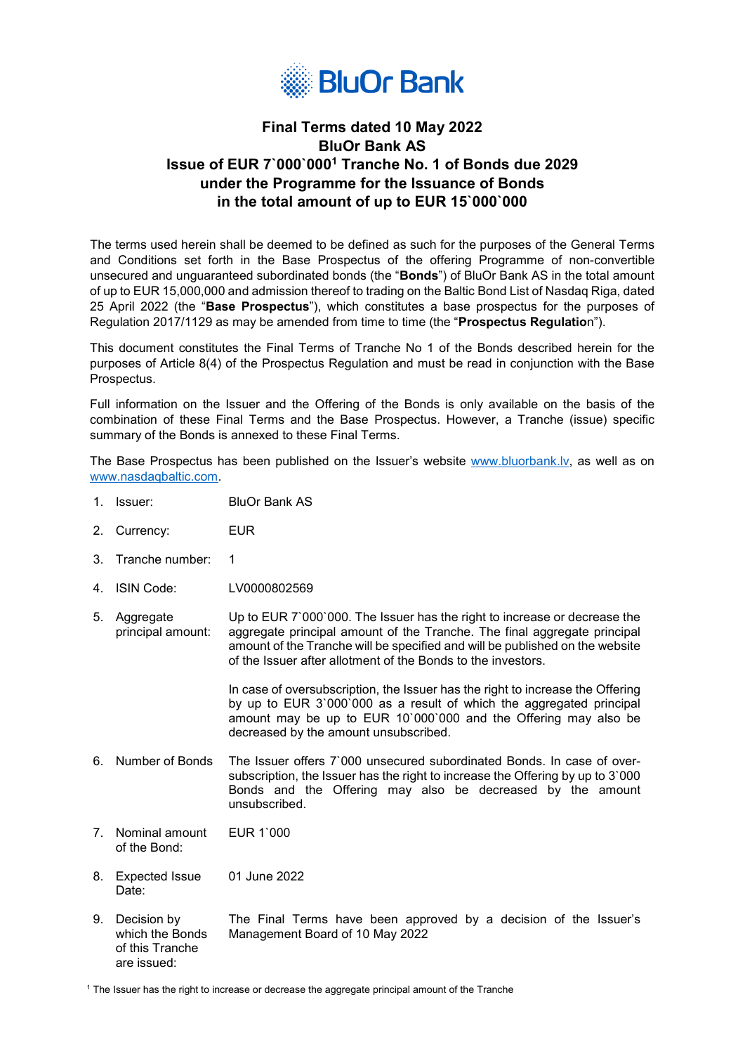BluOr Bank

# Final Terms dated 10 May 2022
# BluOr Bank AS
# Issue of EUR 7`000`000[1] Tranche No. 1 of Bonds due 2029
# under the Programme for the Issuance of Bonds
# in the total amount of up to EUR 15`000`000

The terms used herein shall be deemed to be defined as such for the purposes of the General Terms and Conditions set forth in the Base Prospectus of the offering Programme of non-convertible unsecured and unguaranteed subordinated bonds (the "**Bonds**") of BluOr Bank AS in the total amount of up to EUR 15,000,000 and admission thereof to trading on the Baltic Bond List of Nasdaq Riga, dated 25 April 2022 (the "**Base Prospectus**"), which constitutes a base prospectus for the purposes of Regulation 2017/1129 as may be amended from time to time (the "**Prospectus Regulatio**n").

This document constitutes the Final Terms of Tranche No 1 of the Bonds described herein for the purposes of Article 8(4) of the Prospectus Regulation and must be read in conjunction with the Base Prospectus.

Full information on the Issuer and the Offering of the Bonds is only available on the basis of the combination of these Final Terms and the Base Prospectus. However, a Tranche (issue) specific summary of the Bonds is annexed to these Final Terms.

The Base Prospectus has been published on the Issuer's website www.bluorbank.lv, as well as on www.nasdaqbaltic.com.

1. Issuer: BluOr Bank AS

2. Currency: EUR

3. Tranche number: 1

4. ISIN Code: LV0000802569

5. Aggregate principal amount: Up to EUR 7`000`000. The Issuer has the right to increase or decrease the aggregate principal amount of the Tranche. The final aggregate principal amount of the Tranche will be specified and will be published on the website of the Issuer after allotment of the Bonds to the investors.

   In case of oversubscription, the Issuer has the right to increase the Offering by up to EUR 3`000`000 as a result of which the aggregated principal amount may be up to EUR 10`000`000 and the Offering may also be decreased by the amount unsubscribed.

6. Number of Bonds: The Issuer offers 7`000 unsecured subordinated Bonds. In case of over-subscription, the Issuer has the right to increase the Offering by up to 3`000 Bonds and the Offering may also be decreased by the amount unsubscribed.

7. Nominal amount of the Bond: EUR 1`000

8. Expected Issue Date: 01 June 2022

9. Decision by which the Bonds of this Tranche are issued: The Final Terms have been approved by a decision of the Issuer's Management Board of 10 May 2022

[1] The Issuer has the right to increase or decrease the aggregate principal amount of the Tranche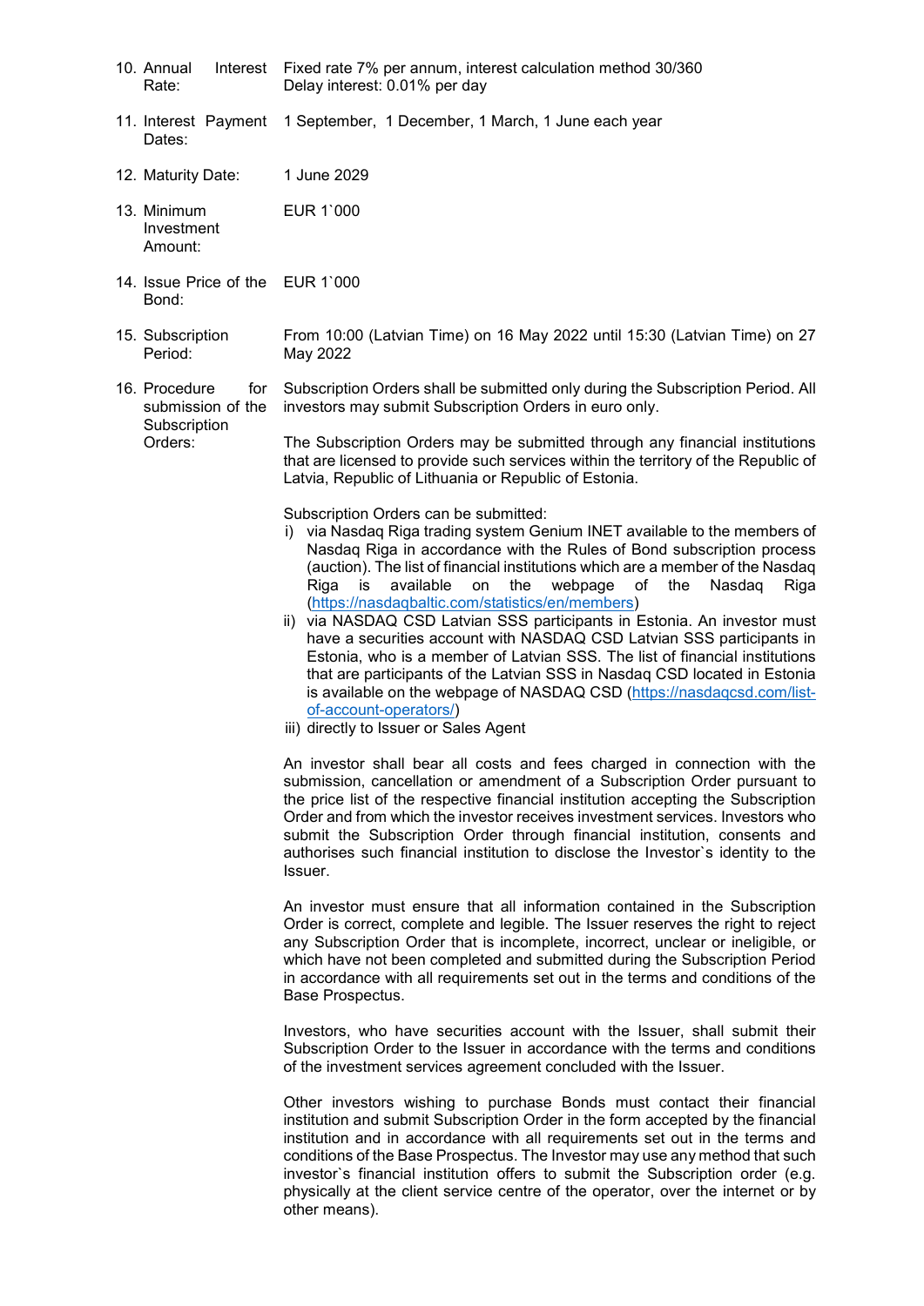| | |
|---|---|
| 10. Annual Interest Rate: | Fixed rate 7% per annum, interest calculation method 30/360<br>Delay interest: 0.01% per day |
| 11. Interest Payment Dates: | 1 September, 1 December, 1 March, 1 June each year |
| 12. Maturity Date: | 1 June 2029 |
| 13. Minimum Investment Amount: | EUR 1`000 |
| 14. Issue Price of the Bond: | EUR 1`000 |
| 15. Subscription Period: | From 10:00 (Latvian Time) on 16 May 2022 until 15:30 (Latvian Time) on 27 May 2022 |
| 16. Procedure for submission of the Subscription Orders: | Subscription Orders shall be submitted only during the Subscription Period. All investors may submit Subscription Orders in euro only. |

The Subscription Orders may be submitted through any financial institutions that are licensed to provide such services within the territory of the Republic of Latvia, Republic of Lithuania or Republic of Estonia.

Subscription Orders can be submitted:

i) via Nasdaq Riga trading system Genium INET available to the members of Nasdaq Riga in accordance with the Rules of Bond subscription process (auction). The list of financial institutions which are a member of the Nasdaq Riga is available on the webpage of the Nasdaq Riga (https://nasdaqbaltic.com/statistics/en/members)
ii) via NASDAQ CSD Latvian SSS participants in Estonia. An investor must have a securities account with NASDAQ CSD Latvian SSS participants in Estonia, who is a member of Latvian SSS. The list of financial institutions that are participants of the Latvian SSS in Nasdaq CSD located in Estonia is available on the webpage of NASDAQ CSD (https://nasdaqcsd.com/list-of-account-operators/)
iii) directly to Issuer or Sales Agent

An investor shall bear all costs and fees charged in connection with the submission, cancellation or amendment of a Subscription Order pursuant to the price list of the respective financial institution accepting the Subscription Order and from which the investor receives investment services. Investors who submit the Subscription Order through financial institution, consents and authorises such financial institution to disclose the Investor`s identity to the Issuer.

An investor must ensure that all information contained in the Subscription Order is correct, complete and legible. The Issuer reserves the right to reject any Subscription Order that is incomplete, incorrect, unclear or ineligible, or which have not been completed and submitted during the Subscription Period in accordance with all requirements set out in the terms and conditions of the Base Prospectus.

Investors, who have securities account with the Issuer, shall submit their Subscription Order to the Issuer in accordance with the terms and conditions of the investment services agreement concluded with the Issuer.

Other investors wishing to purchase Bonds must contact their financial institution and submit Subscription Order in the form accepted by the financial institution and in accordance with all requirements set out in the terms and conditions of the Base Prospectus. The Investor may use any method that such investor`s financial institution offers to submit the Subscription order (e.g. physically at the client service centre of the operator, over the internet or by other means).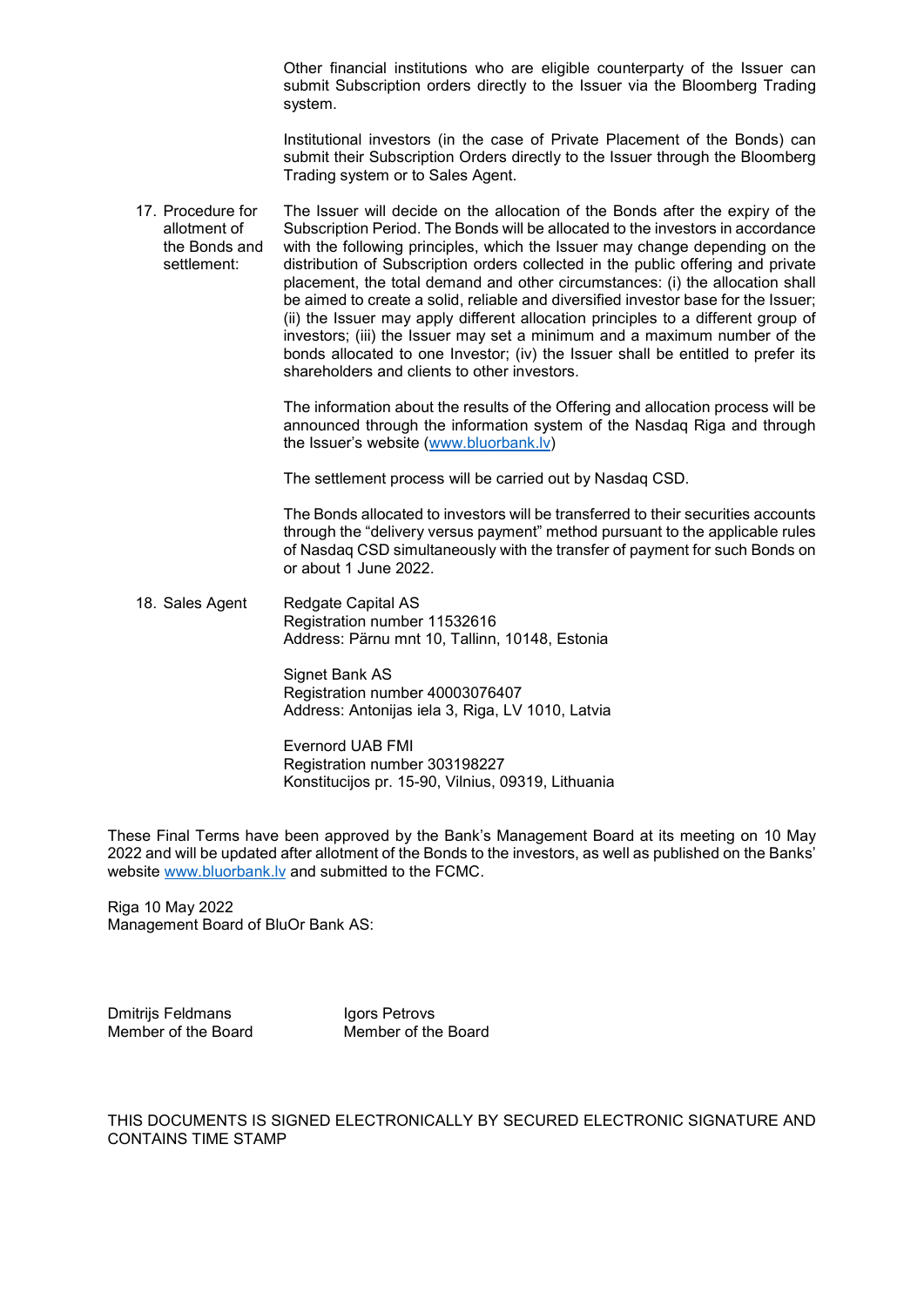Other financial institutions who are eligible counterparty of the Issuer can submit Subscription orders directly to the Issuer via the Bloomberg Trading system.

Institutional investors (in the case of Private Placement of the Bonds) can submit their Subscription Orders directly to the Issuer through the Bloomberg Trading system or to Sales Agent.

| | |
|---|---|
| 17. Procedure for allotment of the Bonds and settlement: | The Issuer will decide on the allocation of the Bonds after the expiry of the Subscription Period. The Bonds will be allocated to the investors in accordance with the following principles, which the Issuer may change depending on the distribution of Subscription orders collected in the public offering and private placement, the total demand and other circumstances: (i) the allocation shall be aimed to create a solid, reliable and diversified investor base for the Issuer; (ii) the Issuer may apply different allocation principles to a different group of investors; (iii) the Issuer may set a minimum and a maximum number of the bonds allocated to one Investor; (iv) the Issuer shall be entitled to prefer its shareholders and clients to other investors.<br><br>The information about the results of the Offering and allocation process will be announced through the information system of the Nasdaq Riga and through the Issuer's website (www.bluorbank.lv)<br><br>The settlement process will be carried out by Nasdaq CSD.<br><br>The Bonds allocated to investors will be transferred to their securities accounts through the "delivery versus payment" method pursuant to the applicable rules of Nasdaq CSD simultaneously with the transfer of payment for such Bonds on or about 1 June 2022. |
| 18. Sales Agent | Redgate Capital AS<br>Registration number 11532616<br>Address: Pärnu mnt 10, Tallinn, 10148, Estonia<br><br>Signet Bank AS<br>Registration number 40003076407<br>Address: Antonijas iela 3, Riga, LV 1010, Latvia<br><br>Evernord UAB FMI<br>Registration number 303198227<br>Konstitucijos pr. 15-90, Vilnius, 09319, Lithuania |

These Final Terms have been approved by the Bank's Management Board at its meeting on 10 May 2022 and will be updated after allotment of the Bonds to the investors, as well as published on the Banks' website www.bluorbank.lv and submitted to the FCMC.

Riga 10 May 2022
Management Board of BluOr Bank AS:

| | |
|---|---|
| Dmitrijs Feldmans<br>Member of the Board | Igors Petrovs<br>Member of the Board |

THIS DOCUMENTS IS SIGNED ELECTRONICALLY BY SECURED ELECTRONIC SIGNATURE AND CONTAINS TIME STAMP